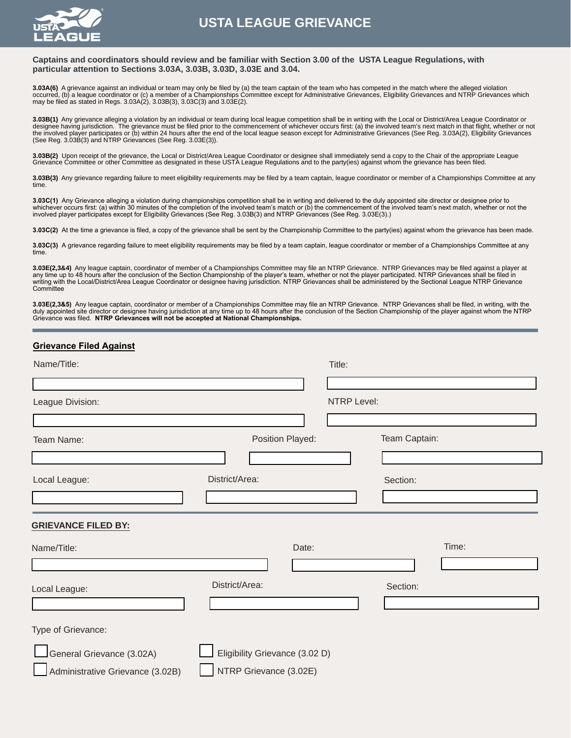# USTA LEAGUE GRIEVANCE

**Captains and coordinators should review and be familiar with Section 3.00 of the USTA League Regulations, with particular attention to Sections 3.03A, 3.03B, 3.03D, 3.03E and 3.04.**

**3.03A(6)** A grievance against an individual or team may only be filed by (a) the team captain of the team who has competed in the match where the alleged violation occurred, (b) a league coordinator or (c) a member of a Championships Committee except for Administrative Grievances, Eligibility Grievances and NTRP Grievances which may be filed as stated in Regs. 3.03A(2), 3.03B(3), 3.03C(3) and 3.03E(2).

**3.03B(1)** Any grievance alleging a violation by an individual or team during local league competition shall be in writing with the Local or District/Area League Coordinator or designee having jurisdiction. The grievance must be filed prior to the commencement of whichever occurs first: (a) the involved team's next match in that flight, whether or not the involved player participates or (b) within 24 hours after the end of the local league season except for Administrative Grievances (See Reg. 3.03A(2), Eligibility Grievances (See Reg. 3.03B(3) and NTRP Grievances (See Reg. 3.03E(3)).

**3.03B(2)** Upon receipt of the grievance, the Local or District/Area League Coordinator or designee shall immediately send a copy to the Chair of the appropriate League Grievance Committee or other Committee as designated in these USTA League Regulations and to the party(ies) against whom the grievance has been filed.

**3.03B(3)** Any grievance regarding failure to meet eligibility requirements may be filed by a team captain, league coordinator or member of a Championships Committee at any time.

**3.03C(1)** Any Grievance alleging a violation during championships competition shall be in writing and delivered to the duly appointed site director or designee prior to whichever occurs first: (a) within 30 minutes of the completion of the involved team's match or (b) the commencement of the involved team's next match, whether or not the involved player participates except for Eligibility Grievances (See Reg. 3.03B(3) and NTRP Grievances (See Reg. 3.03E(3).)

**3.03C(2)** At the time a grievance is filed, a copy of the grievance shall be sent by the Championship Committee to the party(ies) against whom the grievance has been made.

**3.03C(3)** A grievance regarding failure to meet eligibility requirements may be filed by a team captain, league coordinator or member of a Championships Committee at any time.

**3.03E(2,3&4)** Any league captain, coordinator of member of a Championships Committee may file an NTRP Grievance. NTRP Grievances may be filed against a player at any time up to 48 hours after the conclusion of the Section Championship of the player's team, whether or not the player participated. NTRP Grievances shall be filed in writing with the Local/District/Area League Coordinator or designee having jurisdiction. NTRP Grievances shall be administered by the Sectional League NTRP Grievance Committee

**3.03E(2,3&5)** Any league captain, coordinator or member of a Championships Committee may file an NTRP Grievance. NTRP Grievances shall be filed, in writing, with the duly appointed site director or designee having jurisdiction at any time up to 48 hours after the conclusion of the Section Championship of the player against whom the NTRP Grievance was filed. **NTRP Grievances will not be accepted at National Championships.**

---

**Grievance Filed Against**

Name/Title: ____________________ Title: ____________________

League Division: ____________________ NTRP Level: ____________________

Team Name: ____________________ Position Played: ____________________ Team Captain: ____________________

Local League: ____________________ District/Area: ____________________ Section: ____________________

---

**GRIEVANCE FILED BY:**

Name/Title: ____________________ Date: ____________________ Time: ____________________

Local League: ____________________ District/Area: ____________________ Section: ____________________

Type of Grievance:

- ☐ General Grievance (3.02A)
- ☐ Eligibility Grievance (3.02 D)
- ☐ Administrative Grievance (3.02B)
- ☐ NTRP Grievance (3.02E)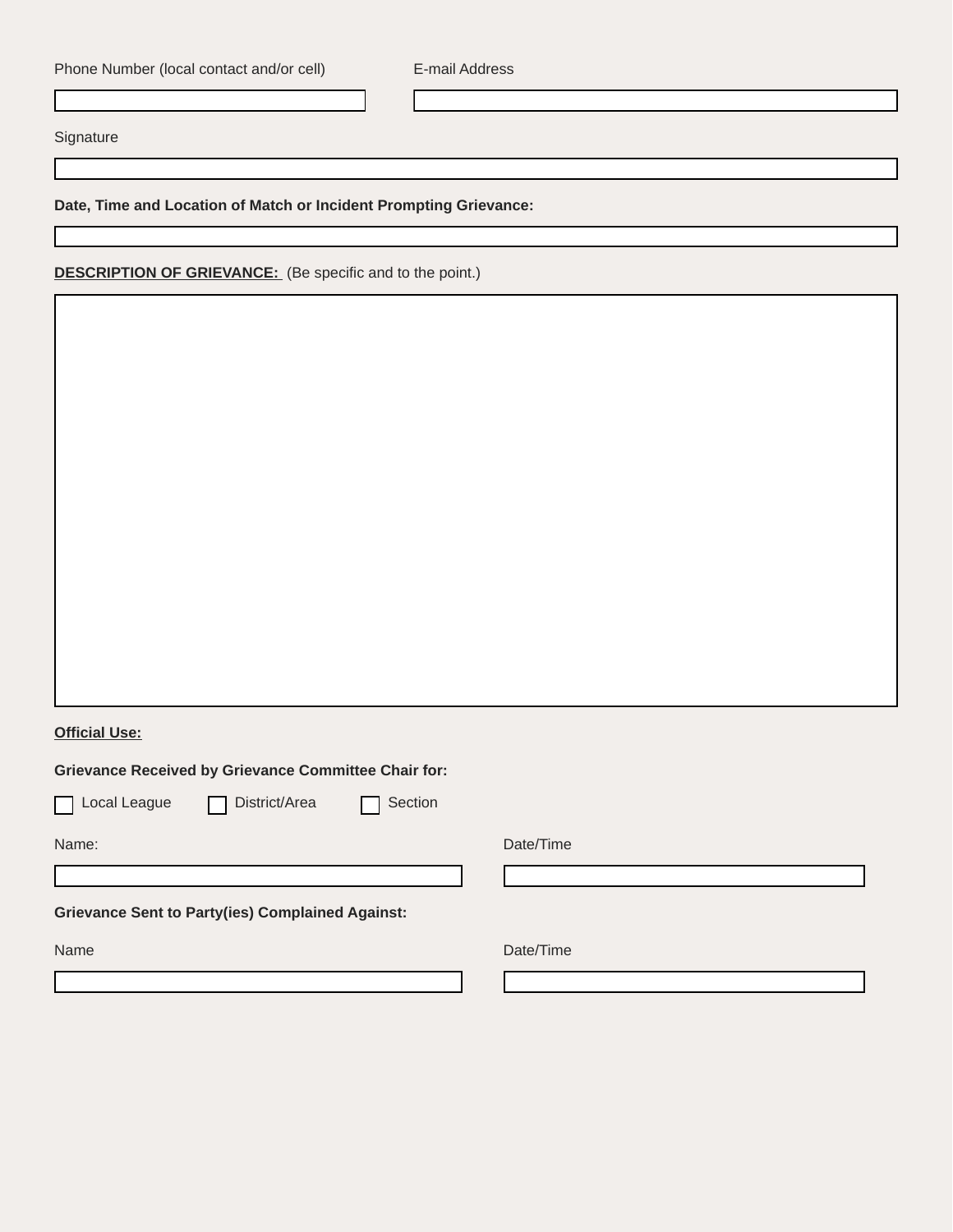Phone Number (local contact and/or cell)

E-mail Address

Signature

**Date, Time and Location of Match or Incident Prompting Grievance:**

**<u>DESCRIPTION OF GRIEVANCE:</u>** (Be specific and to the point.)

**<u>Official Use:</u>**

**Grievance Received by Grievance Committee Chair for:**

☐ Local League ☐ District/Area ☐ Section

Name:

Date/Time

**Grievance Sent to Party(ies) Complained Against:**

Name

Date/Time